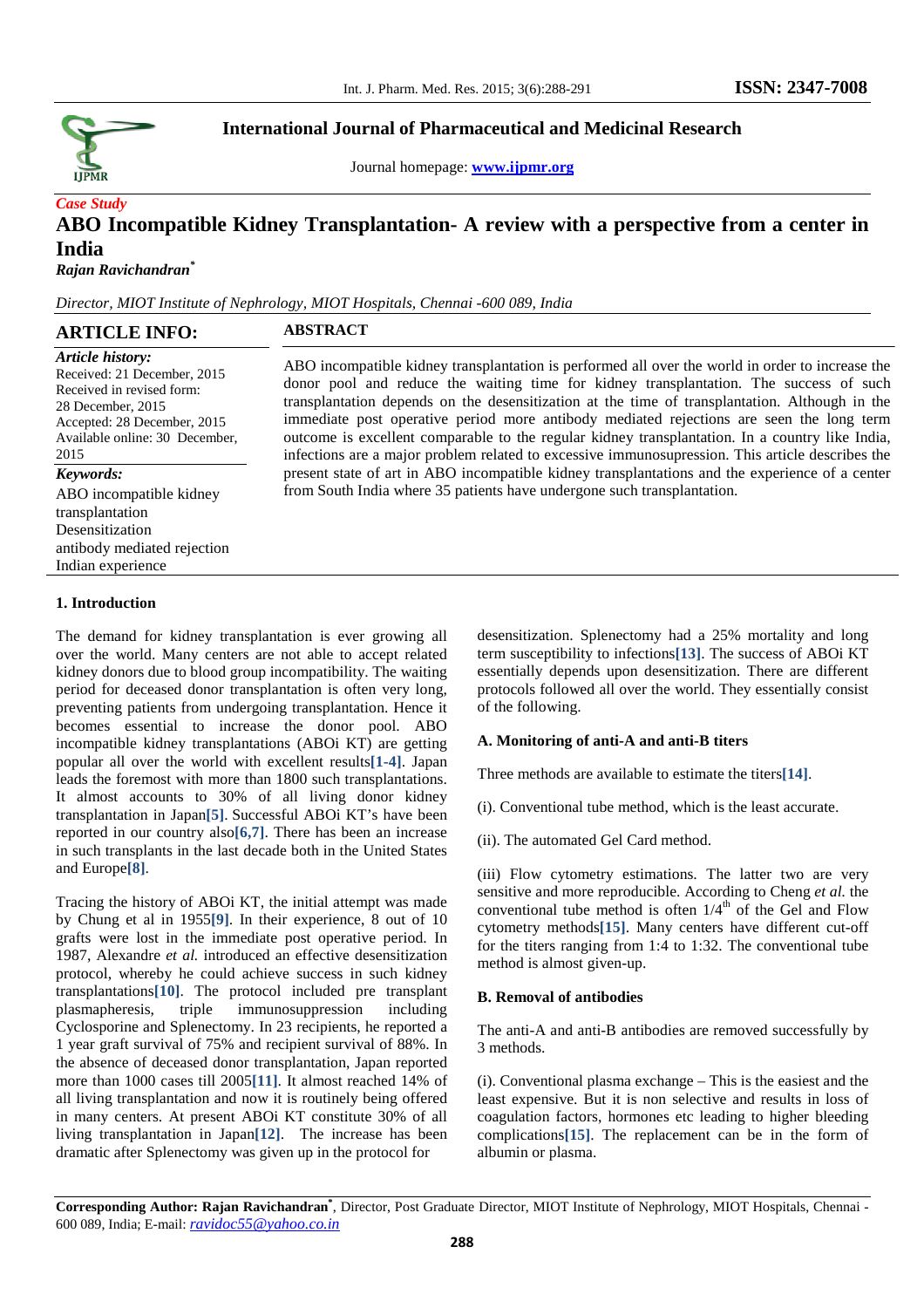International Journal of Pharmaceutical and Medicinal Research

Journal homepage: www.ijpmr.org

*Case Study*

# ABO Incompatible Kidney Transplantation- A review with a perspective from a center in India

***Rajan Ravichandran****

*Director, MIOT Institute of Nephrology, MIOT Hospitals, Chennai -600 089, India*

## ARTICLE INFO:

*Article history:*
Received: 21 December, 2015
Received in revised form:
28 December, 2015
Accepted: 28 December, 2015
Available online: 30 December, 2015

*Keywords:*
ABO incompatible kidney transplantation
Desensitization
antibody mediated rejection
Indian experience

## ABSTRACT

ABO incompatible kidney transplantation is performed all over the world in order to increase the donor pool and reduce the waiting time for kidney transplantation. The success of such transplantation depends on the desensitization at the time of transplantation. Although in the immediate post operative period more antibody mediated rejections are seen the long term outcome is excellent comparable to the regular kidney transplantation. In a country like India, infections are a major problem related to excessive immunosupression. This article describes the present state of art in ABO incompatible kidney transplantations and the experience of a center from South India where 35 patients have undergone such transplantation.

## 1. Introduction

The demand for kidney transplantation is ever growing all over the world. Many centers are not able to accept related kidney donors due to blood group incompatibility. The waiting period for deceased donor transplantation is often very long, preventing patients from undergoing transplantation. Hence it becomes essential to increase the donor pool. ABO incompatible kidney transplantations (ABOi KT) are getting popular all over the world with excellent results[1-4]. Japan leads the foremost with more than 1800 such transplantations. It almost accounts to 30% of all living donor kidney transplantation in Japan[5]. Successful ABOi KT's have been reported in our country also[6,7]. There has been an increase in such transplants in the last decade both in the United States and Europe[8].

Tracing the history of ABOi KT, the initial attempt was made by Chung et al in 1955[9]. In their experience, 8 out of 10 grafts were lost in the immediate post operative period. In 1987, Alexandre *et al.* introduced an effective desensitization protocol, whereby he could achieve success in such kidney transplantations[10]. The protocol included pre transplant plasmapheresis, triple immunosuppression including Cyclosporine and Splenectomy. In 23 recipients, he reported a 1 year graft survival of 75% and recipient survival of 88%. In the absence of deceased donor transplantation, Japan reported more than 1000 cases till 2005[11]. It almost reached 14% of all living transplantation and now it is routinely being offered in many centers. At present ABOi KT constitute 30% of all living transplantation in Japan[12]. The increase has been dramatic after Splenectomy was given up in the protocol for desensitization. Splenectomy had a 25% mortality and long term susceptibility to infections[13]. The success of ABOi KT essentially depends upon desensitization. There are different protocols followed all over the world. They essentially consist of the following.

### A. Monitoring of anti-A and anti-B titers

Three methods are available to estimate the titers[14].

(i). Conventional tube method, which is the least accurate.

(ii). The automated Gel Card method.

(iii) Flow cytometry estimations. The latter two are very sensitive and more reproducible. According to Cheng *et al.* the conventional tube method is often $1/4^{th}$ of the Gel and Flow cytometry methods[15]. Many centers have different cut-off for the titers ranging from 1:4 to 1:32. The conventional tube method is almost given-up.

### B. Removal of antibodies

The anti-A and anti-B antibodies are removed successfully by 3 methods.

(i). Conventional plasma exchange – This is the easiest and the least expensive. But it is non selective and results in loss of coagulation factors, hormones etc leading to higher bleeding complications[15]. The replacement can be in the form of albumin or plasma.

**Corresponding Author: Rajan Ravichandran***, Director, Post Graduate Director, MIOT Institute of Nephrology, MIOT Hospitals, Chennai - 600 089, India; E-mail: *ravidoc55@yahoo.co.in*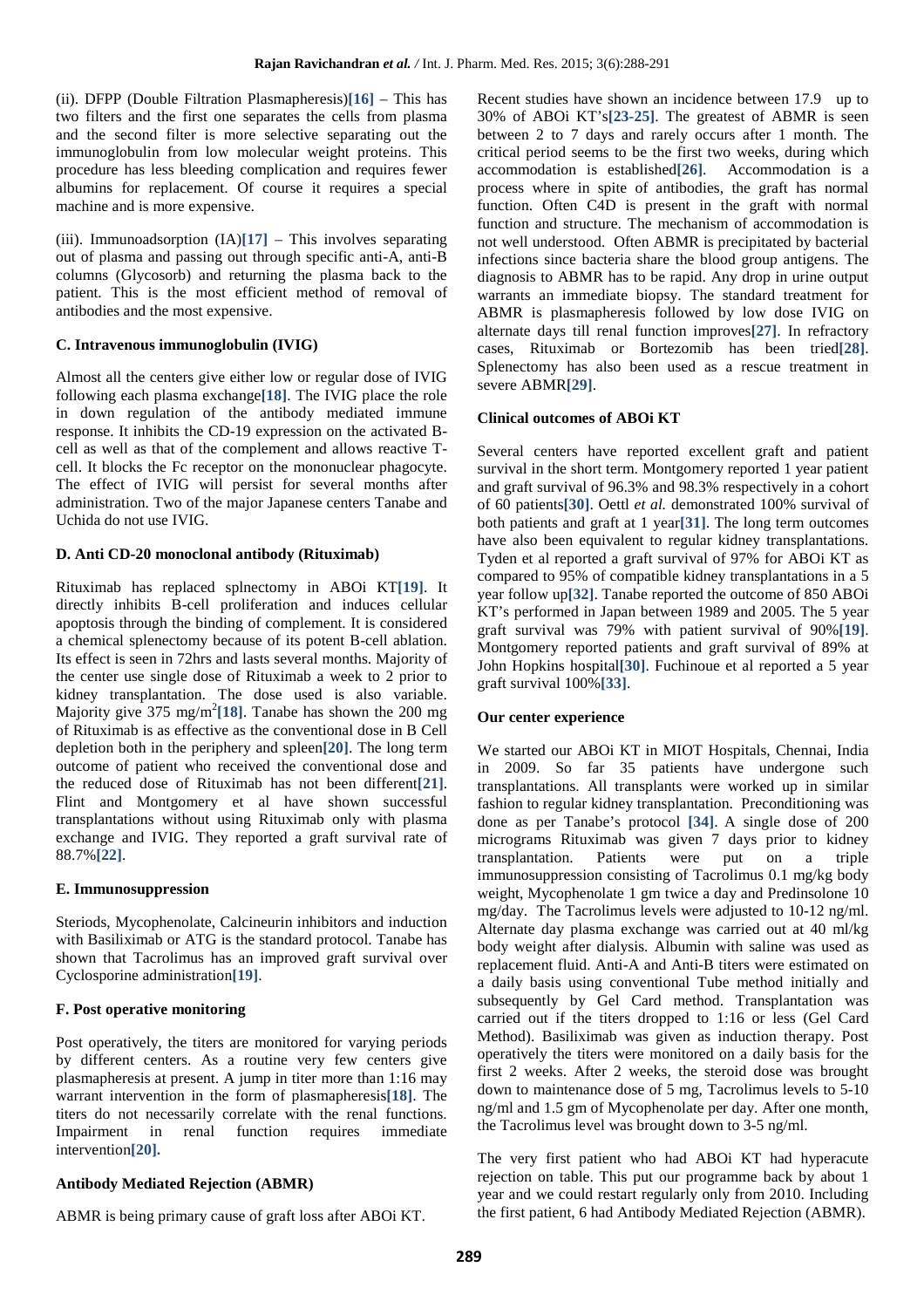(ii). DFPP (Double Filtration Plasmapheresis)[16] – This has two filters and the first one separates the cells from plasma and the second filter is more selective separating out the immunoglobulin from low molecular weight proteins. This procedure has less bleeding complication and requires fewer albumins for replacement. Of course it requires a special machine and is more expensive.

(iii). Immunoadsorption (IA)[17] – This involves separating out of plasma and passing out through specific anti-A, anti-B columns (Glycosorb) and returning the plasma back to the patient. This is the most efficient method of removal of antibodies and the most expensive.

**C. Intravenous immunoglobulin (IVIG)**

Almost all the centers give either low or regular dose of IVIG following each plasma exchange[18]. The IVIG place the role in down regulation of the antibody mediated immune response. It inhibits the CD-19 expression on the activated B-cell as well as that of the complement and allows reactive T-cell. It blocks the Fc receptor on the mononuclear phagocyte. The effect of IVIG will persist for several months after administration. Two of the major Japanese centers Tanabe and Uchida do not use IVIG.

**D. Anti CD-20 monoclonal antibody (Rituximab)**

Rituximab has replaced splnectomy in ABOi KT[19]. It directly inhibits B-cell proliferation and induces cellular apoptosis through the binding of complement. It is considered a chemical splenectomy because of its potent B-cell ablation. Its effect is seen in 72hrs and lasts several months. Majority of the center use single dose of Rituximab a week to 2 prior to kidney transplantation. The dose used is also variable. Majority give 375 mg/m$^2$[18]. Tanabe has shown the 200 mg of Rituximab is as effective as the conventional dose in B Cell depletion both in the periphery and spleen[20]. The long term outcome of patient who received the conventional dose and the reduced dose of Rituximab has not been different[21]. Flint and Montgomery et al have shown successful transplantations without using Rituximab only with plasma exchange and IVIG. They reported a graft survival rate of 88.7%[22].

**E. Immunosuppression**

Steriods, Mycophenolate, Calcineurin inhibitors and induction with Basiliximab or ATG is the standard protocol. Tanabe has shown that Tacrolimus has an improved graft survival over Cyclosporine administration[19].

**F. Post operative monitoring**

Post operatively, the titers are monitored for varying periods by different centers. As a routine very few centers give plasmapheresis at present. A jump in titer more than 1:16 may warrant intervention in the form of plasmapheresis[18]. The titers do not necessarily correlate with the renal functions. Impairment in renal function requires immediate intervention[20].

**Antibody Mediated Rejection (ABMR)**

ABMR is being primary cause of graft loss after ABOi KT. Recent studies have shown an incidence between 17.9 up to 30% of ABOi KT's[23-25]. The greatest of ABMR is seen between 2 to 7 days and rarely occurs after 1 month. The critical period seems to be the first two weeks, during which accommodation is established[26]. Accommodation is a process where in spite of antibodies, the graft has normal function. Often C4D is present in the graft with normal function and structure. The mechanism of accommodation is not well understood. Often ABMR is precipitated by bacterial infections since bacteria share the blood group antigens. The diagnosis to ABMR has to be rapid. Any drop in urine output warrants an immediate biopsy. The standard treatment for ABMR is plasmapheresis followed by low dose IVIG on alternate days till renal function improves[27]. In refractory cases, Rituximab or Bortezomib has been tried[28]. Splenectomy has also been used as a rescue treatment in severe ABMR[29].

**Clinical outcomes of ABOi KT**

Several centers have reported excellent graft and patient survival in the short term. Montgomery reported 1 year patient and graft survival of 96.3% and 98.3% respectively in a cohort of 60 patients[30]. Oettl *et al.* demonstrated 100% survival of both patients and graft at 1 year[31]. The long term outcomes have also been equivalent to regular kidney transplantations. Tyden et al reported a graft survival of 97% for ABOi KT as compared to 95% of compatible kidney transplantations in a 5 year follow up[32]. Tanabe reported the outcome of 850 ABOi KT's performed in Japan between 1989 and 2005. The 5 year graft survival was 79% with patient survival of 90%[19]. Montgomery reported patients and graft survival of 89% at John Hopkins hospital[30]. Fuchinoue et al reported a 5 year graft survival 100%[33].

**Our center experience**

We started our ABOi KT in MIOT Hospitals, Chennai, India in 2009. So far 35 patients have undergone such transplantations. All transplants were worked up in similar fashion to regular kidney transplantation. Preconditioning was done as per Tanabe's protocol [34]. A single dose of 200 micrograms Rituximab was given 7 days prior to kidney transplantation. Patients were put on a triple immunosuppression consisting of Tacrolimus 0.1 mg/kg body weight, Mycophenolate 1 gm twice a day and Predinsolone 10 mg/day. The Tacrolimus levels were adjusted to 10-12 ng/ml. Alternate day plasma exchange was carried out at 40 ml/kg body weight after dialysis. Albumin with saline was used as replacement fluid. Anti-A and Anti-B titers were estimated on a daily basis using conventional Tube method initially and subsequently by Gel Card method. Transplantation was carried out if the titers dropped to 1:16 or less (Gel Card Method). Basiliximab was given as induction therapy. Post operatively the titers were monitored on a daily basis for the first 2 weeks. After 2 weeks, the steroid dose was brought down to maintenance dose of 5 mg, Tacrolimus levels to 5-10 ng/ml and 1.5 gm of Mycophenolate per day. After one month, the Tacrolimus level was brought down to 3-5 ng/ml.

The very first patient who had ABOi KT had hyperacute rejection on table. This put our programme back by about 1 year and we could restart regularly only from 2010. Including the first patient, 6 had Antibody Mediated Rejection (ABMR).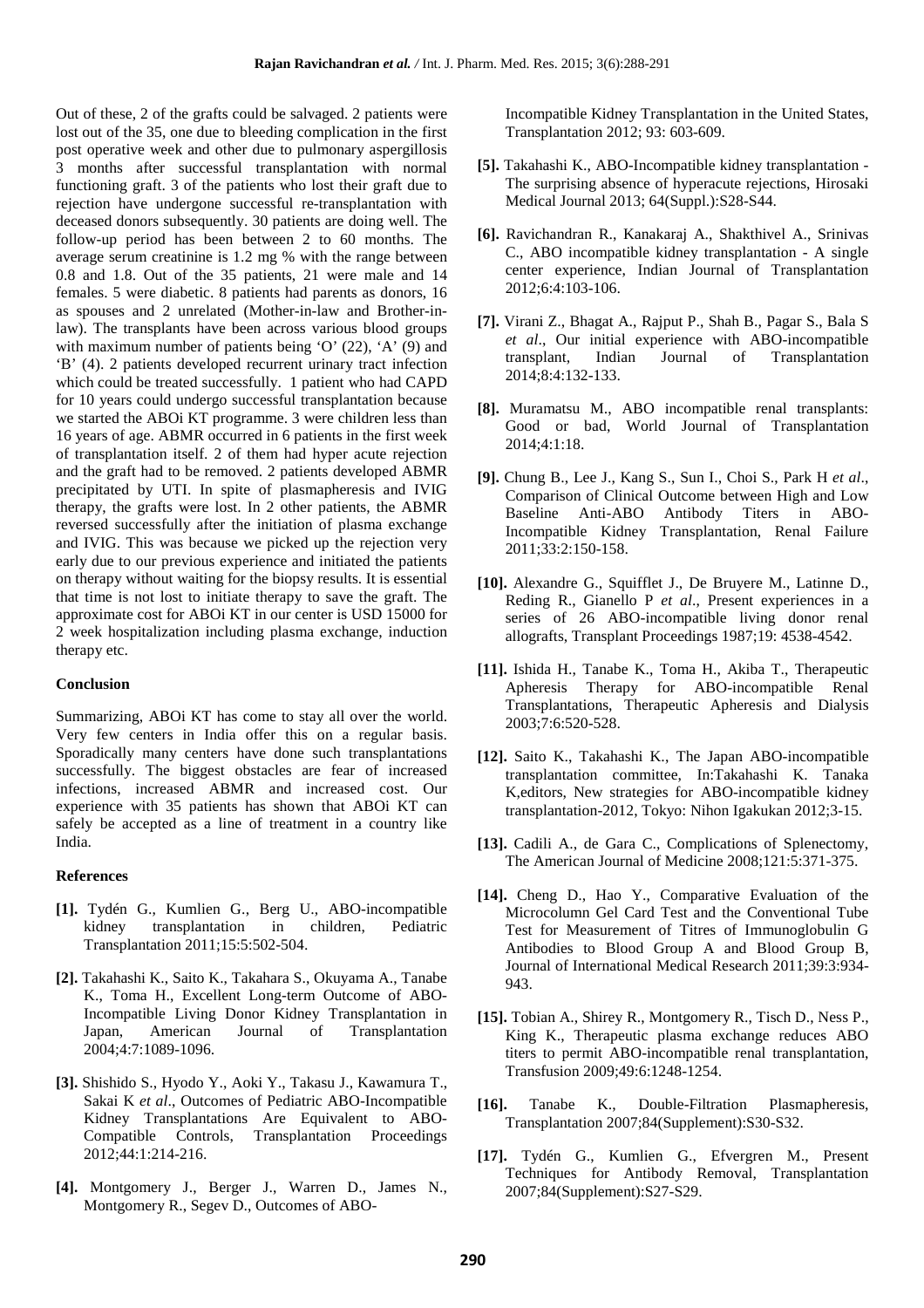Out of these, 2 of the grafts could be salvaged. 2 patients were lost out of the 35, one due to bleeding complication in the first post operative week and other due to pulmonary aspergillosis 3 months after successful transplantation with normal functioning graft. 3 of the patients who lost their graft due to rejection have undergone successful re-transplantation with deceased donors subsequently. 30 patients are doing well. The follow-up period has been between 2 to 60 months. The average serum creatinine is 1.2 mg % with the range between 0.8 and 1.8. Out of the 35 patients, 21 were male and 14 females. 5 were diabetic. 8 patients had parents as donors, 16 as spouses and 2 unrelated (Mother-in-law and Brother-in-law). The transplants have been across various blood groups with maximum number of patients being 'O' (22), 'A' (9) and 'B' (4). 2 patients developed recurrent urinary tract infection which could be treated successfully. 1 patient who had CAPD for 10 years could undergo successful transplantation because we started the ABOi KT programme. 3 were children less than 16 years of age. ABMR occurred in 6 patients in the first week of transplantation itself. 2 of them had hyper acute rejection and the graft had to be removed. 2 patients developed ABMR precipitated by UTI. In spite of plasmapheresis and IVIG therapy, the grafts were lost. In 2 other patients, the ABMR reversed successfully after the initiation of plasma exchange and IVIG. This was because we picked up the rejection very early due to our previous experience and initiated the patients on therapy without waiting for the biopsy results. It is essential that time is not lost to initiate therapy to save the graft. The approximate cost for ABOi KT in our center is USD 15000 for 2 week hospitalization including plasma exchange, induction therapy etc.

### Conclusion

Summarizing, ABOi KT has come to stay all over the world. Very few centers in India offer this on a regular basis. Sporadically many centers have done such transplantations successfully. The biggest obstacles are fear of increased infections, increased ABMR and increased cost. Our experience with 35 patients has shown that ABOi KT can safely be accepted as a line of treatment in a country like India.

### References

**[1].** Tydén G., Kumlien G., Berg U., ABO-incompatible kidney transplantation in children, Pediatric Transplantation 2011;15:5:502-504.

**[2].** Takahashi K., Saito K., Takahara S., Okuyama A., Tanabe K., Toma H., Excellent Long-term Outcome of ABO-Incompatible Living Donor Kidney Transplantation in Japan, American Journal of Transplantation 2004;4:7:1089-1096.

**[3].** Shishido S., Hyodo Y., Aoki Y., Takasu J., Kawamura T., Sakai K *et al*., Outcomes of Pediatric ABO-Incompatible Kidney Transplantations Are Equivalent to ABO-Compatible Controls, Transplantation Proceedings 2012;44:1:214-216.

**[4].** Montgomery J., Berger J., Warren D., James N., Montgomery R., Segev D., Outcomes of ABO-Incompatible Kidney Transplantation in the United States, Transplantation 2012; 93: 603-609.

**[5].** Takahashi K., ABO-Incompatible kidney transplantation - The surprising absence of hyperacute rejections, Hirosaki Medical Journal 2013; 64(Suppl.):S28-S44.

**[6].** Ravichandran R., Kanakaraj A., Shakthivel A., Srinivas C., ABO incompatible kidney transplantation - A single center experience, Indian Journal of Transplantation 2012;6:4:103-106.

**[7].** Virani Z., Bhagat A., Rajput P., Shah B., Pagar S., Bala S *et al*., Our initial experience with ABO-incompatible transplant, Indian Journal of Transplantation 2014;8:4:132-133.

**[8].** Muramatsu M., ABO incompatible renal transplants: Good or bad, World Journal of Transplantation 2014;4:1:18.

**[9].** Chung B., Lee J., Kang S., Sun I., Choi S., Park H *et al*., Comparison of Clinical Outcome between High and Low Baseline Anti-ABO Antibody Titers in ABO-Incompatible Kidney Transplantation, Renal Failure 2011;33:2:150-158.

**[10].** Alexandre G., Squifflet J., De Bruyere M., Latinne D., Reding R., Gianello P *et al*., Present experiences in a series of 26 ABO-incompatible living donor renal allografts, Transplant Proceedings 1987;19: 4538-4542.

**[11].** Ishida H., Tanabe K., Toma H., Akiba T., Therapeutic Apheresis Therapy for ABO-incompatible Renal Transplantations, Therapeutic Apheresis and Dialysis 2003;7:6:520-528.

**[12].** Saito K., Takahashi K., The Japan ABO-incompatible transplantation committee, In:Takahashi K. Tanaka K,editors, New strategies for ABO-incompatible kidney transplantation-2012, Tokyo: Nihon Igakukan 2012;3-15.

**[13].** Cadili A., de Gara C., Complications of Splenectomy, The American Journal of Medicine 2008;121:5:371-375.

**[14].** Cheng D., Hao Y., Comparative Evaluation of the Microcolumn Gel Card Test and the Conventional Tube Test for Measurement of Titres of Immunoglobulin G Antibodies to Blood Group A and Blood Group B, Journal of International Medical Research 2011;39:3:934-943.

**[15].** Tobian A., Shirey R., Montgomery R., Tisch D., Ness P., King K., Therapeutic plasma exchange reduces ABO titers to permit ABO-incompatible renal transplantation, Transfusion 2009;49:6:1248-1254.

**[16].** Tanabe K., Double-Filtration Plasmapheresis, Transplantation 2007;84(Supplement):S30-S32.

**[17].** Tydén G., Kumlien G., Efvergren M., Present Techniques for Antibody Removal, Transplantation 2007;84(Supplement):S27-S29.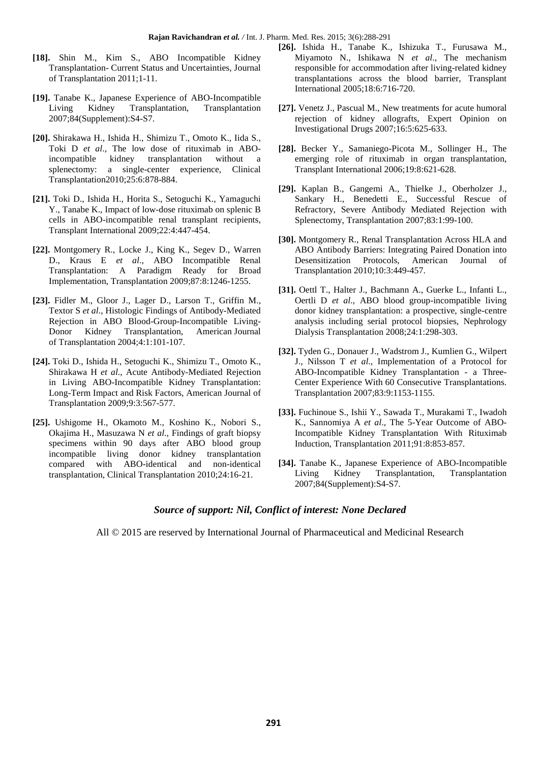**[18].** Shin M., Kim S., ABO Incompatible Kidney Transplantation- Current Status and Uncertainties, Journal of Transplantation 2011;1-11.

**[19].** Tanabe K., Japanese Experience of ABO-Incompatible Living Kidney Transplantation, Transplantation 2007;84(Supplement):S4-S7.

**[20].** Shirakawa H., Ishida H., Shimizu T., Omoto K., Iida S., Toki D *et al*., The low dose of rituximab in ABO-incompatible kidney transplantation without a splenectomy: a single-center experience, Clinical Transplantation2010;25:6:878-884.

**[21].** Toki D., Ishida H., Horita S., Setoguchi K., Yamaguchi Y., Tanabe K., Impact of low-dose rituximab on splenic B cells in ABO-incompatible renal transplant recipients, Transplant International 2009;22:4:447-454.

**[22].** Montgomery R., Locke J., King K., Segev D., Warren D., Kraus E *et al*., ABO Incompatible Renal Transplantation: A Paradigm Ready for Broad Implementation, Transplantation 2009;87:8:1246-1255.

**[23].** Fidler M., Gloor J., Lager D., Larson T., Griffin M., Textor S *et al*., Histologic Findings of Antibody-Mediated Rejection in ABO Blood-Group-Incompatible Living-Donor Kidney Transplantation, American Journal of Transplantation 2004;4:1:101-107.

**[24].** Toki D., Ishida H., Setoguchi K., Shimizu T., Omoto K., Shirakawa H *et al*., Acute Antibody-Mediated Rejection in Living ABO-Incompatible Kidney Transplantation: Long-Term Impact and Risk Factors, American Journal of Transplantation 2009;9:3:567-577.

**[25].** Ushigome H., Okamoto M., Koshino K., Nobori S., Okajima H., Masuzawa N *et al*., Findings of graft biopsy specimens within 90 days after ABO blood group incompatible living donor kidney transplantation compared with ABO-identical and non-identical transplantation, Clinical Transplantation 2010;24:16-21.

**[26].** Ishida H., Tanabe K., Ishizuka T., Furusawa M., Miyamoto N., Ishikawa N *et al*., The mechanism responsible for accommodation after living-related kidney transplantations across the blood barrier, Transplant International 2005;18:6:716-720.

**[27].** Venetz J., Pascual M., New treatments for acute humoral rejection of kidney allografts, Expert Opinion on Investigational Drugs 2007;16:5:625-633.

**[28].** Becker Y., Samaniego-Picota M., Sollinger H., The emerging role of rituximab in organ transplantation, Transplant International 2006;19:8:621-628.

**[29].** Kaplan B., Gangemi A., Thielke J., Oberholzer J., Sankary H., Benedetti E., Successful Rescue of Refractory, Severe Antibody Mediated Rejection with Splenectomy, Transplantation 2007;83:1:99-100.

**[30].** Montgomery R., Renal Transplantation Across HLA and ABO Antibody Barriers: Integrating Paired Donation into Desensitization Protocols, American Journal of Transplantation 2010;10:3:449-457.

**[31].** Oettl T., Halter J., Bachmann A., Guerke L., Infanti L., Oertli D *et al*., ABO blood group-incompatible living donor kidney transplantation: a prospective, single-centre analysis including serial protocol biopsies, Nephrology Dialysis Transplantation 2008;24:1:298-303.

**[32].** Tyden G., Donauer J., Wadstrom J., Kumlien G., Wilpert J., Nilsson T *et al*., Implementation of a Protocol for ABO-Incompatible Kidney Transplantation - a Three-Center Experience With 60 Consecutive Transplantations. Transplantation 2007;83:9:1153-1155.

**[33].** Fuchinoue S., Ishii Y., Sawada T., Murakami T., Iwadoh K., Sannomiya A *et al*., The 5-Year Outcome of ABO-Incompatible Kidney Transplantation With Rituximab Induction, Transplantation 2011;91:8:853-857.

**[34].** Tanabe K., Japanese Experience of ABO-Incompatible Living Kidney Transplantation, Transplantation 2007;84(Supplement):S4-S7.

***Source of support: Nil, Conflict of interest: None Declared***

All © 2015 are reserved by International Journal of Pharmaceutical and Medicinal Research